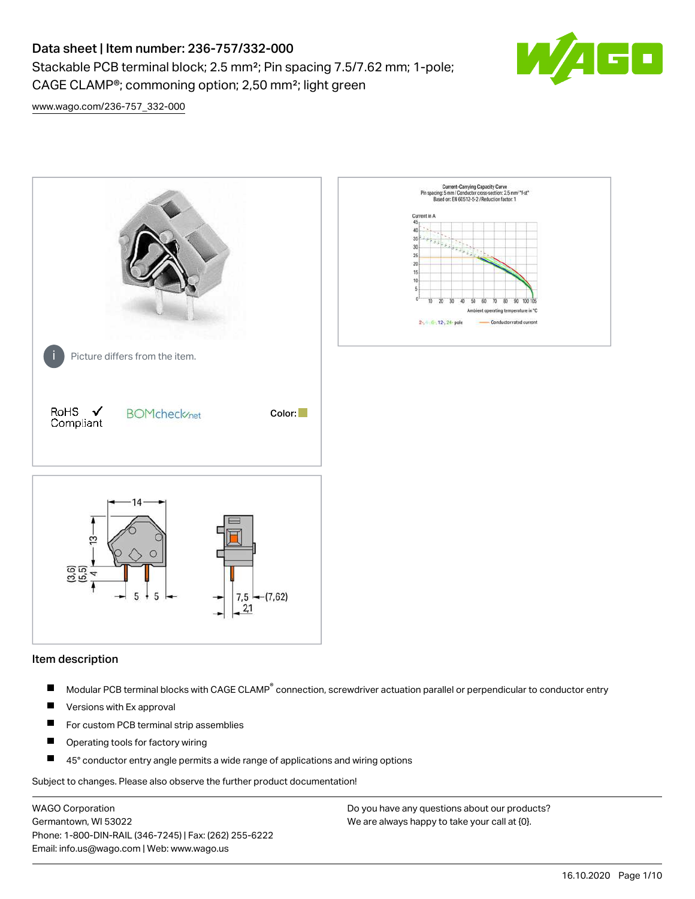# Data sheet | Item number: 236-757/332-000

Stackable PCB terminal block; 2.5 mm²; Pin spacing 7.5/7.62 mm; 1-pole; CAGE CLAMP®; commoning option; 2,50 mm²; light green

www.wago.com/236-757_332-000

Picture differs from the item.

RoHS Compliant

BOMcheck.net

Color:

Current-Carrying Capacity Curve
Pin spacing: 5 mm / Conductor cross-section: 2.5 mm² "f-st"
Based on: EN 60512-5-2 / Reduction factor: 1

Current in A
45
40
35
30
25
20
15
10
5
0
10 20 30 40 50 60 70 80 90 100 105
Ambient operating temperature in °C
2-, 4-, 6-, 12-, 24- pole
Conductor rated current

14
13
(3,6)
(5,5)
4
5 5
7,5 (7,62)
2,1

## Item description

- Modular PCB terminal blocks with CAGE CLAMP® connection, screwdriver actuation parallel or perpendicular to conductor entry
- Versions with Ex approval
- For custom PCB terminal strip assemblies
- Operating tools for factory wiring
- 45° conductor entry angle permits a wide range of applications and wiring options

Subject to changes. Please also observe the further product documentation!

WAGO Corporation
Germantown, WI 53022
Phone: 1-800-DIN-RAIL (346-7245) | Fax: (262) 255-6222
Email: info.us@wago.com | Web: www.wago.us

Do you have any questions about our products?
We are always happy to take your call at {0}.

16.10.2020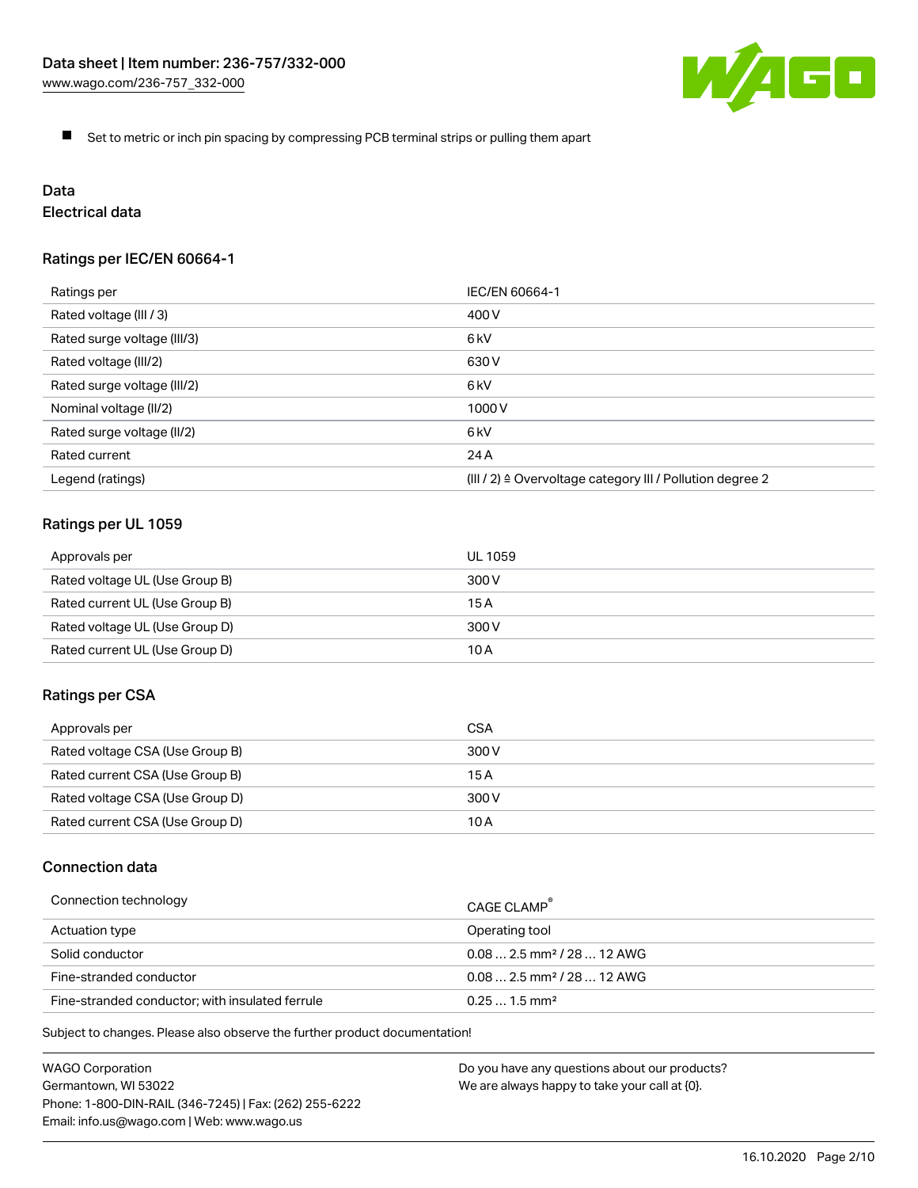- Set to metric or inch pin spacing by compressing PCB terminal strips or pulling them apart

## Data

### Electrical data

#### Ratings per IEC/EN 60664-1

| | |
|---|---|
| Ratings per | IEC/EN 60664-1 |
| Rated voltage (III / 3) | 400 V |
| Rated surge voltage (III/3) | 6 kV |
| Rated voltage (III/2) | 630 V |
| Rated surge voltage (III/2) | 6 kV |
| Nominal voltage (II/2) | 1000 V |
| Rated surge voltage (II/2) | 6 kV |
| Rated current | 24 A |
| Legend (ratings) | (III / 2) ≙ Overvoltage category III / Pollution degree 2 |

#### Ratings per UL 1059

| | |
|---|---|
| Approvals per | UL 1059 |
| Rated voltage UL (Use Group B) | 300 V |
| Rated current UL (Use Group B) | 15 A |
| Rated voltage UL (Use Group D) | 300 V |
| Rated current UL (Use Group D) | 10 A |

#### Ratings per CSA

| | |
|---|---|
| Approvals per | CSA |
| Rated voltage CSA (Use Group B) | 300 V |
| Rated current CSA (Use Group B) | 15 A |
| Rated voltage CSA (Use Group D) | 300 V |
| Rated current CSA (Use Group D) | 10 A |

### Connection data

| | |
|---|---|
| Connection technology | CAGE CLAMP® |
| Actuation type | Operating tool |
| Solid conductor | 0.08 … 2.5 mm² / 28 … 12 AWG |
| Fine-stranded conductor | 0.08 … 2.5 mm² / 28 … 12 AWG |
| Fine-stranded conductor; with insulated ferrule | 0.25 … 1.5 mm² |

Subject to changes. Please also observe the further product documentation!

WAGO Corporation
Germantown, WI 53022
Phone: 1-800-DIN-RAIL (346-7245) | Fax: (262) 255-6222
Email: info.us@wago.com | Web: www.wago.us

Do you have any questions about our products?
We are always happy to take your call at {0}.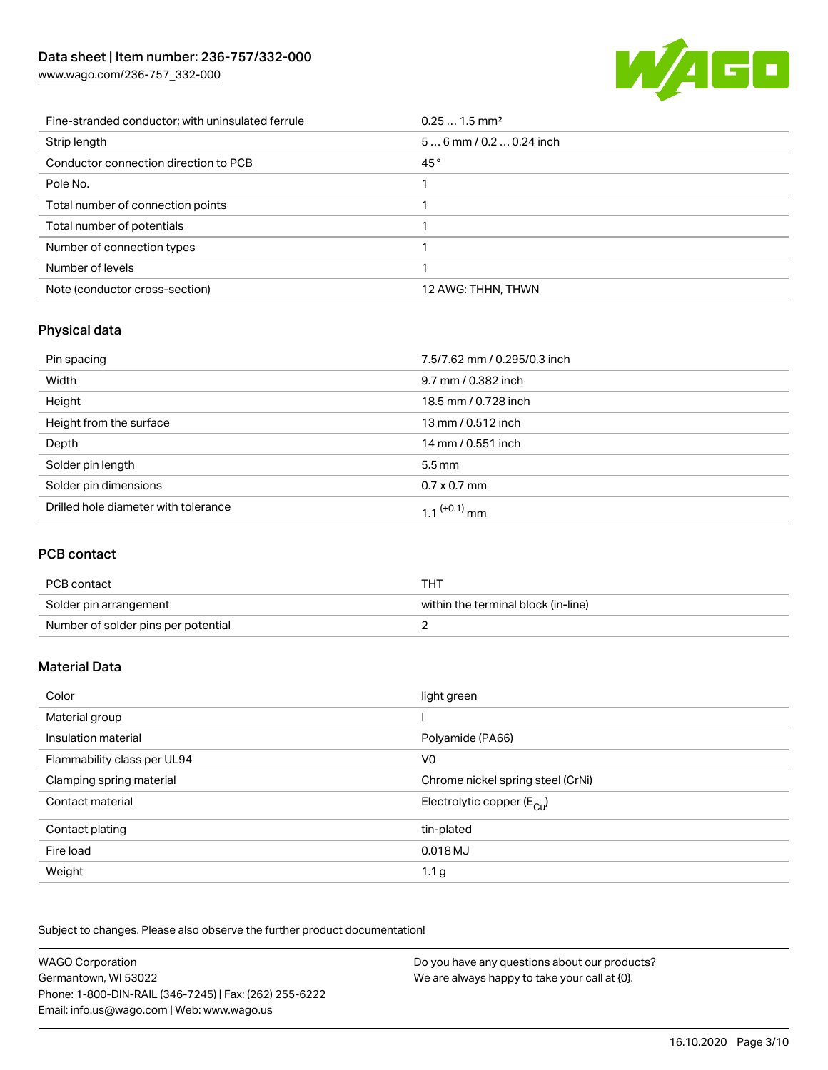| | |
|---|---|
| Fine-stranded conductor; with uninsulated ferrule | 0.25 … 1.5 mm² |
| Strip length | 5 … 6 mm / 0.2 … 0.24 inch |
| Conductor connection direction to PCB | 45 ° |
| Pole No. | 1 |
| Total number of connection points | 1 |
| Total number of potentials | 1 |
| Number of connection types | 1 |
| Number of levels | 1 |
| Note (conductor cross-section) | 12 AWG: THHN, THWN |

## Physical data

| | |
|---|---|
| Pin spacing | 7.5/7.62 mm / 0.295/0.3 inch |
| Width | 9.7 mm / 0.382 inch |
| Height | 18.5 mm / 0.728 inch |
| Height from the surface | 13 mm / 0.512 inch |
| Depth | 14 mm / 0.551 inch |
| Solder pin length | 5.5 mm |
| Solder pin dimensions | 0.7 x 0.7 mm |
| Drilled hole diameter with tolerance | $1.1^{(+0.1)}$ mm |

## PCB contact

| | |
|---|---|
| PCB contact | THT |
| Solder pin arrangement | within the terminal block (in-line) |
| Number of solder pins per potential | 2 |

## Material Data

| | |
|---|---|
| Color | light green |
| Material group | I |
| Insulation material | Polyamide (PA66) |
| Flammability class per UL94 | V0 |
| Clamping spring material | Chrome nickel spring steel (CrNi) |
| Contact material | Electrolytic copper ($E_{Cu}$) |
| Contact plating | tin-plated |
| Fire load | 0.018 MJ |
| Weight | 1.1 g |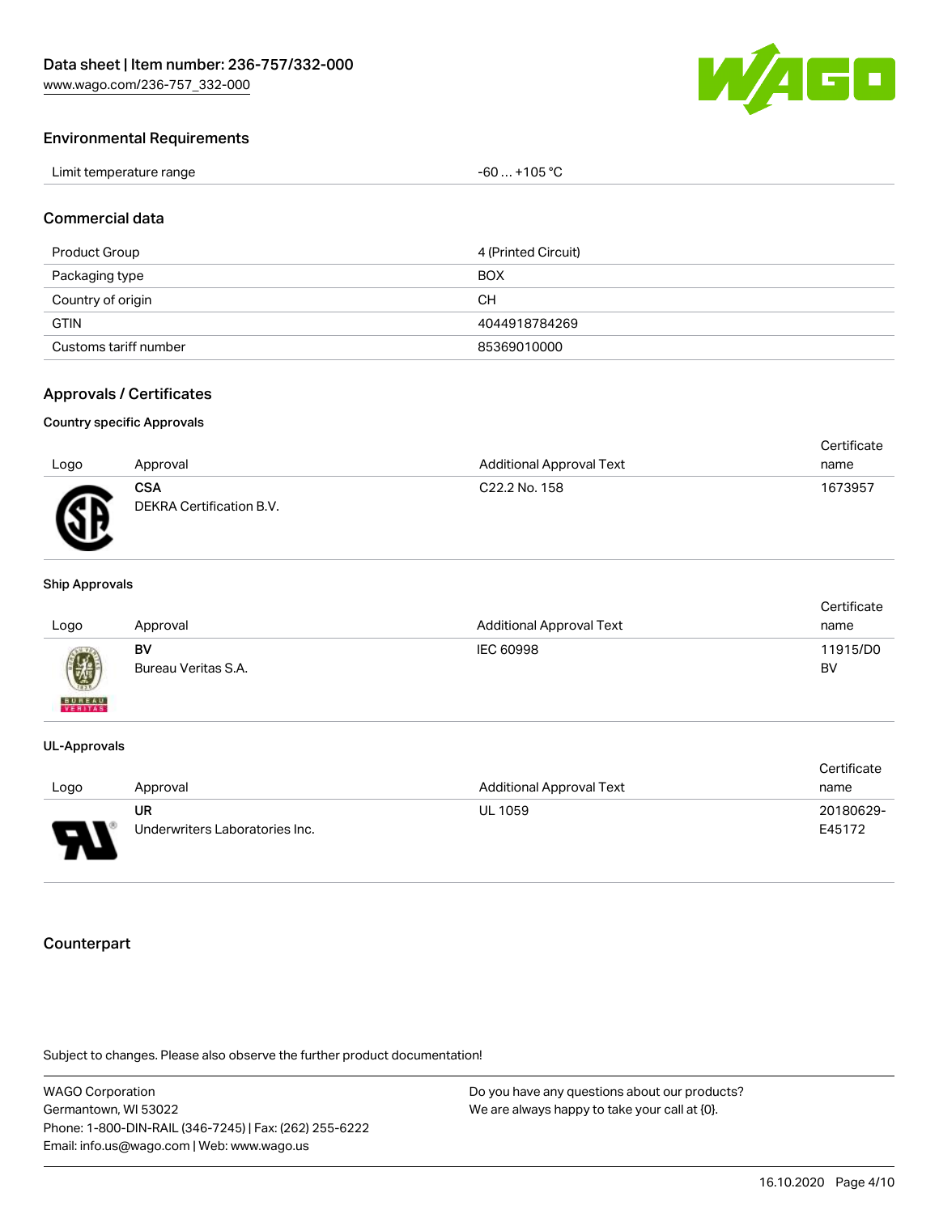## Environmental Requirements

| | |
|---|---|
| Limit temperature range | -60 … +105 °C |

## Commercial data

| | |
|---|---|
| Product Group | 4 (Printed Circuit) |
| Packaging type | BOX |
| Country of origin | CH |
| GTIN | 4044918784269 |
| Customs tariff number | 85369010000 |

## Approvals / Certificates

### Country specific Approvals

| Logo | Approval | Additional Approval Text | Certificate name |
|---|---|---|---|
| | **CSA** DEKRA Certification B.V. | C22.2 No. 158 | 1673957 |

### Ship Approvals

| Logo | Approval | Additional Approval Text | Certificate name |
|---|---|---|---|
| | **BV** Bureau Veritas S.A. | IEC 60998 | 11915/D0 BV |

### UL-Approvals

| Logo | Approval | Additional Approval Text | Certificate name |
|---|---|---|---|
| | **UR** Underwriters Laboratories Inc. | UL 1059 | 20180629-E45172 |

## Counterpart

Subject to changes. Please also observe the further product documentation!

WAGO Corporation
Germantown, WI 53022
Phone: 1-800-DIN-RAIL (346-7245) | Fax: (262) 255-6222
Email: info.us@wago.com | Web: www.wago.us

Do you have any questions about our products?
We are always happy to take your call at {0}.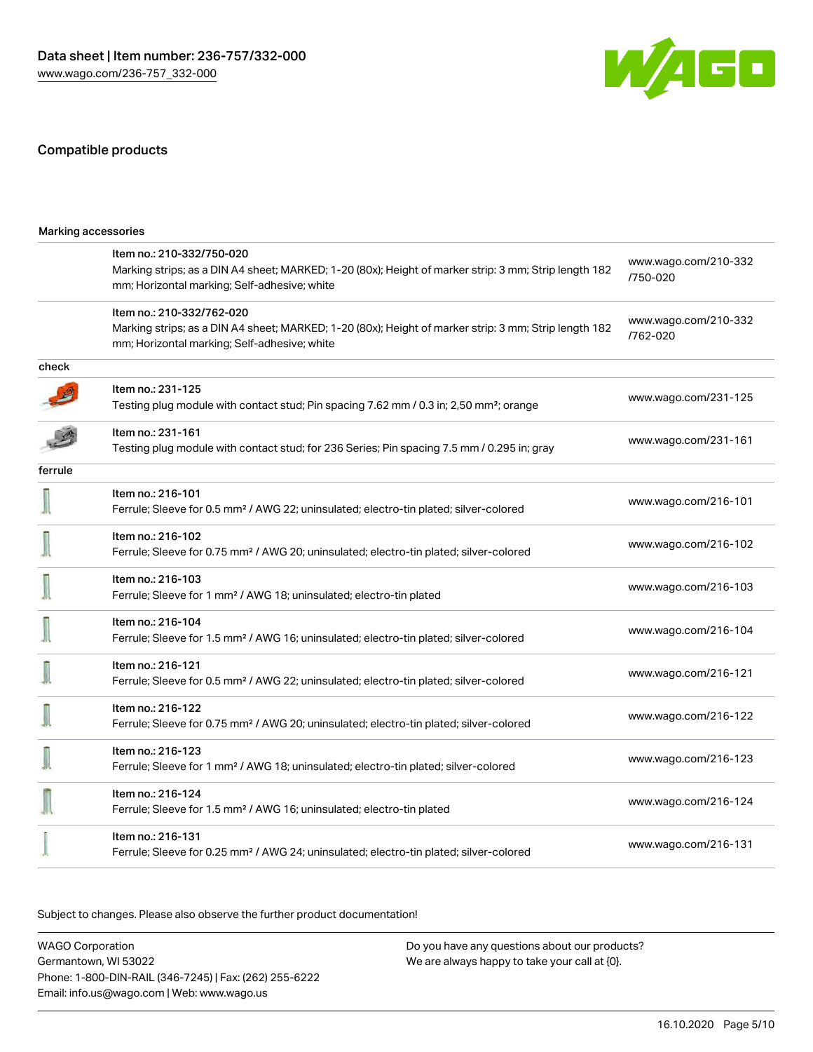## Compatible products

| | | |
|---|---|---|
| **Marking accessories** | | |
| | Item no.: 210-332/750-020<br>Marking strips; as a DIN A4 sheet; MARKED; 1-20 (80x); Height of marker strip: 3 mm; Strip length 182 mm; Horizontal marking; Self-adhesive; white | www.wago.com/210-332/750-020 |
| | Item no.: 210-332/762-020<br>Marking strips; as a DIN A4 sheet; MARKED; 1-20 (80x); Height of marker strip: 3 mm; Strip length 182 mm; Horizontal marking; Self-adhesive; white | www.wago.com/210-332/762-020 |
| **check** | | |
| | Item no.: 231-125<br>Testing plug module with contact stud; Pin spacing 7.62 mm / 0.3 in; 2,50 mm²; orange | www.wago.com/231-125 |
| | Item no.: 231-161<br>Testing plug module with contact stud; for 236 Series; Pin spacing 7.5 mm / 0.295 in; gray | www.wago.com/231-161 |
| **ferrule** | | |
| | Item no.: 216-101<br>Ferrule; Sleeve for 0.5 mm² / AWG 22; uninsulated; electro-tin plated; silver-colored | www.wago.com/216-101 |
| | Item no.: 216-102<br>Ferrule; Sleeve for 0.75 mm² / AWG 20; uninsulated; electro-tin plated; silver-colored | www.wago.com/216-102 |
| | Item no.: 216-103<br>Ferrule; Sleeve for 1 mm² / AWG 18; uninsulated; electro-tin plated | www.wago.com/216-103 |
| | Item no.: 216-104<br>Ferrule; Sleeve for 1.5 mm² / AWG 16; uninsulated; electro-tin plated; silver-colored | www.wago.com/216-104 |
| | Item no.: 216-121<br>Ferrule; Sleeve for 0.5 mm² / AWG 22; uninsulated; electro-tin plated; silver-colored | www.wago.com/216-121 |
| | Item no.: 216-122<br>Ferrule; Sleeve for 0.75 mm² / AWG 20; uninsulated; electro-tin plated; silver-colored | www.wago.com/216-122 |
| | Item no.: 216-123<br>Ferrule; Sleeve for 1 mm² / AWG 18; uninsulated; electro-tin plated; silver-colored | www.wago.com/216-123 |
| | Item no.: 216-124<br>Ferrule; Sleeve for 1.5 mm² / AWG 16; uninsulated; electro-tin plated | www.wago.com/216-124 |
| | Item no.: 216-131<br>Ferrule; Sleeve for 0.25 mm² / AWG 24; uninsulated; electro-tin plated; silver-colored | www.wago.com/216-131 |

Subject to changes. Please also observe the further product documentation!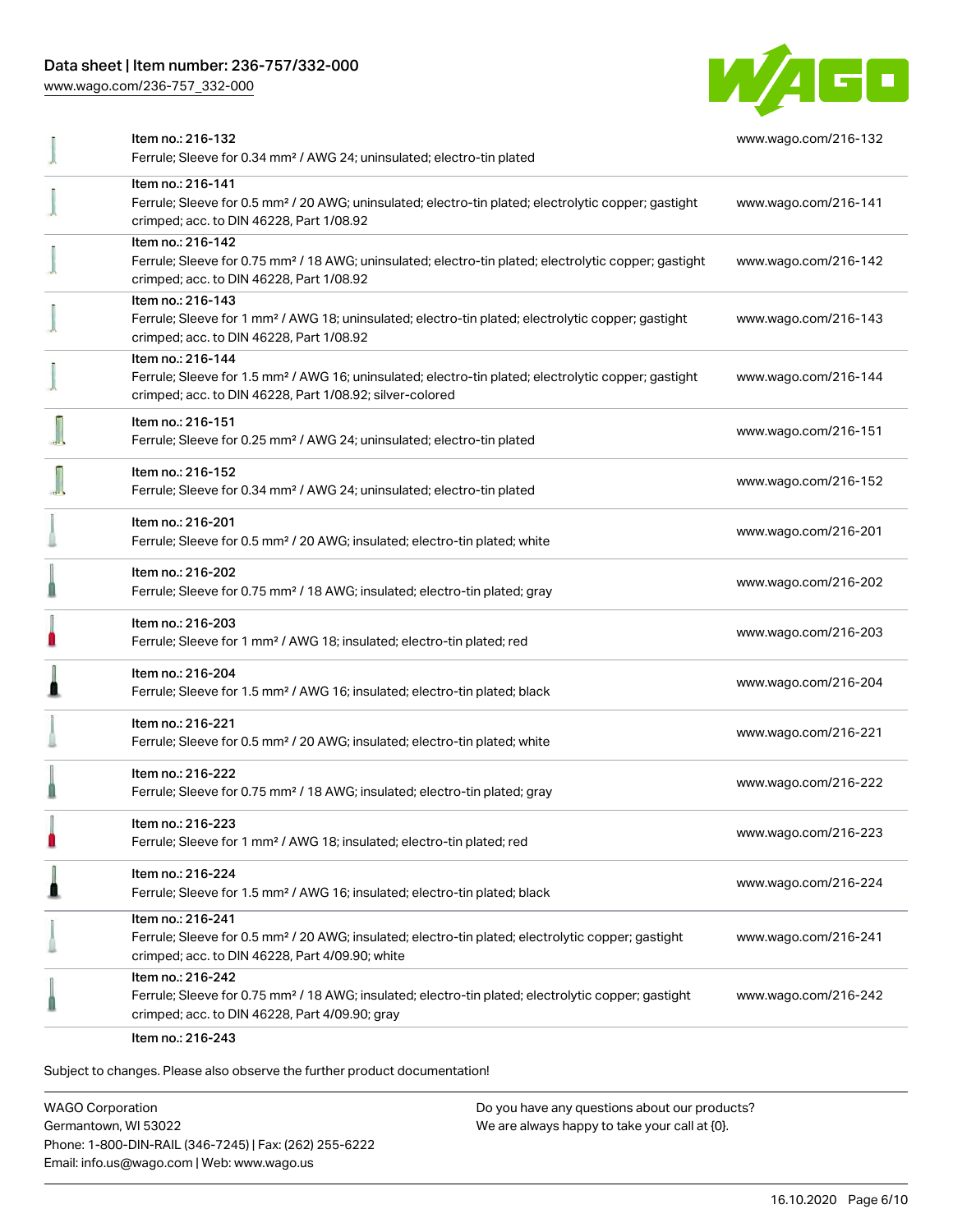| | | |
|---|---|---|
| | Item no.: 216-132<br>Ferrule; Sleeve for 0.34 mm² / AWG 24; uninsulated; electro-tin plated | www.wago.com/216-132 |
| | Item no.: 216-141<br>Ferrule; Sleeve for 0.5 mm² / 20 AWG; uninsulated; electro-tin plated; electrolytic copper; gastight crimped; acc. to DIN 46228, Part 1/08.92 | www.wago.com/216-141 |
| | Item no.: 216-142<br>Ferrule; Sleeve for 0.75 mm² / 18 AWG; uninsulated; electro-tin plated; electrolytic copper; gastight crimped; acc. to DIN 46228, Part 1/08.92 | www.wago.com/216-142 |
| | Item no.: 216-143<br>Ferrule; Sleeve for 1 mm² / AWG 18; uninsulated; electro-tin plated; electrolytic copper; gastight crimped; acc. to DIN 46228, Part 1/08.92 | www.wago.com/216-143 |
| | Item no.: 216-144<br>Ferrule; Sleeve for 1.5 mm² / AWG 16; uninsulated; electro-tin plated; electrolytic copper; gastight crimped; acc. to DIN 46228, Part 1/08.92; silver-colored | www.wago.com/216-144 |
| | Item no.: 216-151<br>Ferrule; Sleeve for 0.25 mm² / AWG 24; uninsulated; electro-tin plated | www.wago.com/216-151 |
| | Item no.: 216-152<br>Ferrule; Sleeve for 0.34 mm² / AWG 24; uninsulated; electro-tin plated | www.wago.com/216-152 |
| | Item no.: 216-201<br>Ferrule; Sleeve for 0.5 mm² / 20 AWG; insulated; electro-tin plated; white | www.wago.com/216-201 |
| | Item no.: 216-202<br>Ferrule; Sleeve for 0.75 mm² / 18 AWG; insulated; electro-tin plated; gray | www.wago.com/216-202 |
| | Item no.: 216-203<br>Ferrule; Sleeve for 1 mm² / AWG 18; insulated; electro-tin plated; red | www.wago.com/216-203 |
| | Item no.: 216-204<br>Ferrule; Sleeve for 1.5 mm² / AWG 16; insulated; electro-tin plated; black | www.wago.com/216-204 |
| | Item no.: 216-221<br>Ferrule; Sleeve for 0.5 mm² / 20 AWG; insulated; electro-tin plated; white | www.wago.com/216-221 |
| | Item no.: 216-222<br>Ferrule; Sleeve for 0.75 mm² / 18 AWG; insulated; electro-tin plated; gray | www.wago.com/216-222 |
| | Item no.: 216-223<br>Ferrule; Sleeve for 1 mm² / AWG 18; insulated; electro-tin plated; red | www.wago.com/216-223 |
| | Item no.: 216-224<br>Ferrule; Sleeve for 1.5 mm² / AWG 16; insulated; electro-tin plated; black | www.wago.com/216-224 |
| | Item no.: 216-241<br>Ferrule; Sleeve for 0.5 mm² / 20 AWG; insulated; electro-tin plated; electrolytic copper; gastight crimped; acc. to DIN 46228, Part 4/09.90; white | www.wago.com/216-241 |
| | Item no.: 216-242<br>Ferrule; Sleeve for 0.75 mm² / 18 AWG; insulated; electro-tin plated; electrolytic copper; gastight crimped; acc. to DIN 46228, Part 4/09.90; gray | www.wago.com/216-242 |
| | Item no.: 216-243 | |

Subject to changes. Please also observe the further product documentation!

WAGO Corporation
Germantown, WI 53022
Phone: 1-800-DIN-RAIL (346-7245) | Fax: (262) 255-6222
Email: info.us@wago.com | Web: www.wago.us

Do you have any questions about our products?
We are always happy to take your call at {0}.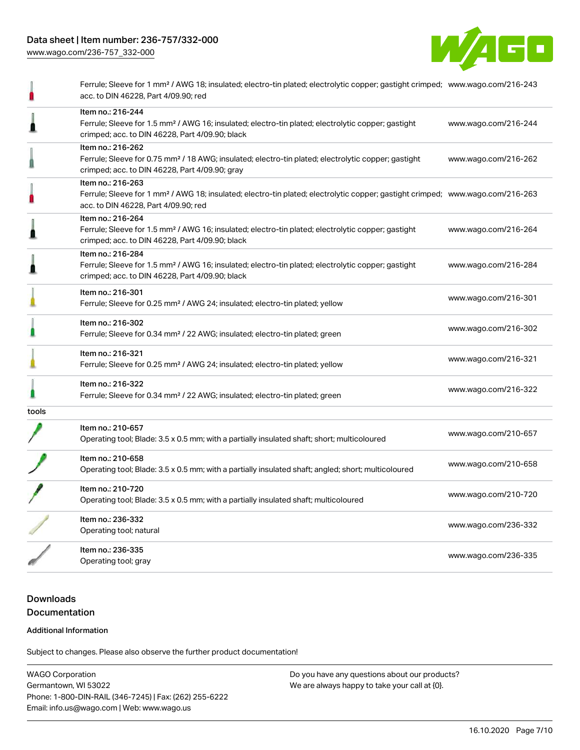| | | |
|---|---|---|
| | Ferrule; Sleeve for 1 mm² / AWG 18; insulated; electro-tin plated; electrolytic copper; gastight crimped; acc. to DIN 46228, Part 4/09.90; red | www.wago.com/216-243 |
| | Item no.: 216-244<br>Ferrule; Sleeve for 1.5 mm² / AWG 16; insulated; electro-tin plated; electrolytic copper; gastight crimped; acc. to DIN 46228, Part 4/09.90; black | www.wago.com/216-244 |
| | Item no.: 216-262<br>Ferrule; Sleeve for 0.75 mm² / 18 AWG; insulated; electro-tin plated; electrolytic copper; gastight crimped; acc. to DIN 46228, Part 4/09.90; gray | www.wago.com/216-262 |
| | Item no.: 216-263<br>Ferrule; Sleeve for 1 mm² / AWG 18; insulated; electro-tin plated; electrolytic copper; gastight crimped; acc. to DIN 46228, Part 4/09.90; red | www.wago.com/216-263 |
| | Item no.: 216-264<br>Ferrule; Sleeve for 1.5 mm² / AWG 16; insulated; electro-tin plated; electrolytic copper; gastight crimped; acc. to DIN 46228, Part 4/09.90; black | www.wago.com/216-264 |
| | Item no.: 216-284<br>Ferrule; Sleeve for 1.5 mm² / AWG 16; insulated; electro-tin plated; electrolytic copper; gastight crimped; acc. to DIN 46228, Part 4/09.90; black | www.wago.com/216-284 |
| | Item no.: 216-301<br>Ferrule; Sleeve for 0.25 mm² / AWG 24; insulated; electro-tin plated; yellow | www.wago.com/216-301 |
| | Item no.: 216-302<br>Ferrule; Sleeve for 0.34 mm² / 22 AWG; insulated; electro-tin plated; green | www.wago.com/216-302 |
| | Item no.: 216-321<br>Ferrule; Sleeve for 0.25 mm² / AWG 24; insulated; electro-tin plated; yellow | www.wago.com/216-321 |
| | Item no.: 216-322<br>Ferrule; Sleeve for 0.34 mm² / 22 AWG; insulated; electro-tin plated; green | www.wago.com/216-322 |
| tools | | |
| | Item no.: 210-657<br>Operating tool; Blade: 3.5 x 0.5 mm; with a partially insulated shaft; short; multicoloured | www.wago.com/210-657 |
| | Item no.: 210-658<br>Operating tool; Blade: 3.5 x 0.5 mm; with a partially insulated shaft; angled; short; multicoloured | www.wago.com/210-658 |
| | Item no.: 210-720<br>Operating tool; Blade: 3.5 x 0.5 mm; with a partially insulated shaft; multicoloured | www.wago.com/210-720 |
| | Item no.: 236-332<br>Operating tool; natural | www.wago.com/236-332 |
| | Item no.: 236-335<br>Operating tool; gray | www.wago.com/236-335 |

## Downloads

## Documentation

### Additional Information

Subject to changes. Please also observe the further product documentation!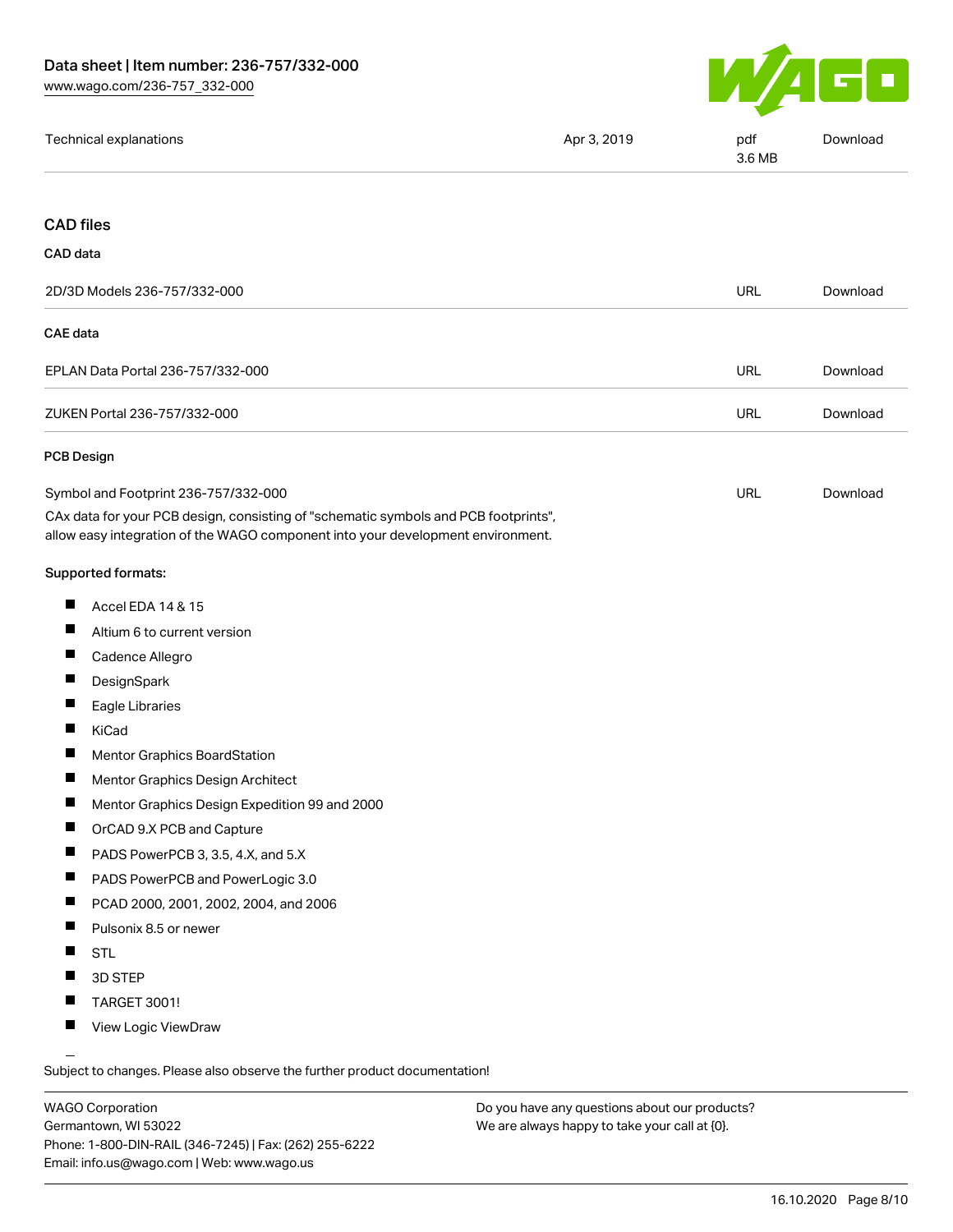| | | | |
|---|---|---|---|
| Technical explanations | Apr 3, 2019 | pdf<br>3.6 MB | Download |

## CAD files

### CAD data

| | | |
|---|---|---|
| 2D/3D Models 236-757/332-000 | URL | Download |

### CAE data

| | | |
|---|---|---|
| EPLAN Data Portal 236-757/332-000 | URL | Download |
| ZUKEN Portal 236-757/332-000 | URL | Download |

### PCB Design

| | | |
|---|---|---|
| Symbol and Footprint 236-757/332-000 | URL | Download |

CAx data for your PCB design, consisting of "schematic symbols and PCB footprints", allow easy integration of the WAGO component into your development environment.

Supported formats:

- Accel EDA 14 & 15
- Altium 6 to current version
- Cadence Allegro
- DesignSpark
- Eagle Libraries
- KiCad
- Mentor Graphics BoardStation
- Mentor Graphics Design Architect
- Mentor Graphics Design Expedition 99 and 2000
- OrCAD 9.X PCB and Capture
- PADS PowerPCB 3, 3.5, 4.X, and 5.X
- PADS PowerPCB and PowerLogic 3.0
- PCAD 2000, 2001, 2002, 2004, and 2006
- Pulsonix 8.5 or newer
- STL
- 3D STEP
- TARGET 3001!
- View Logic ViewDraw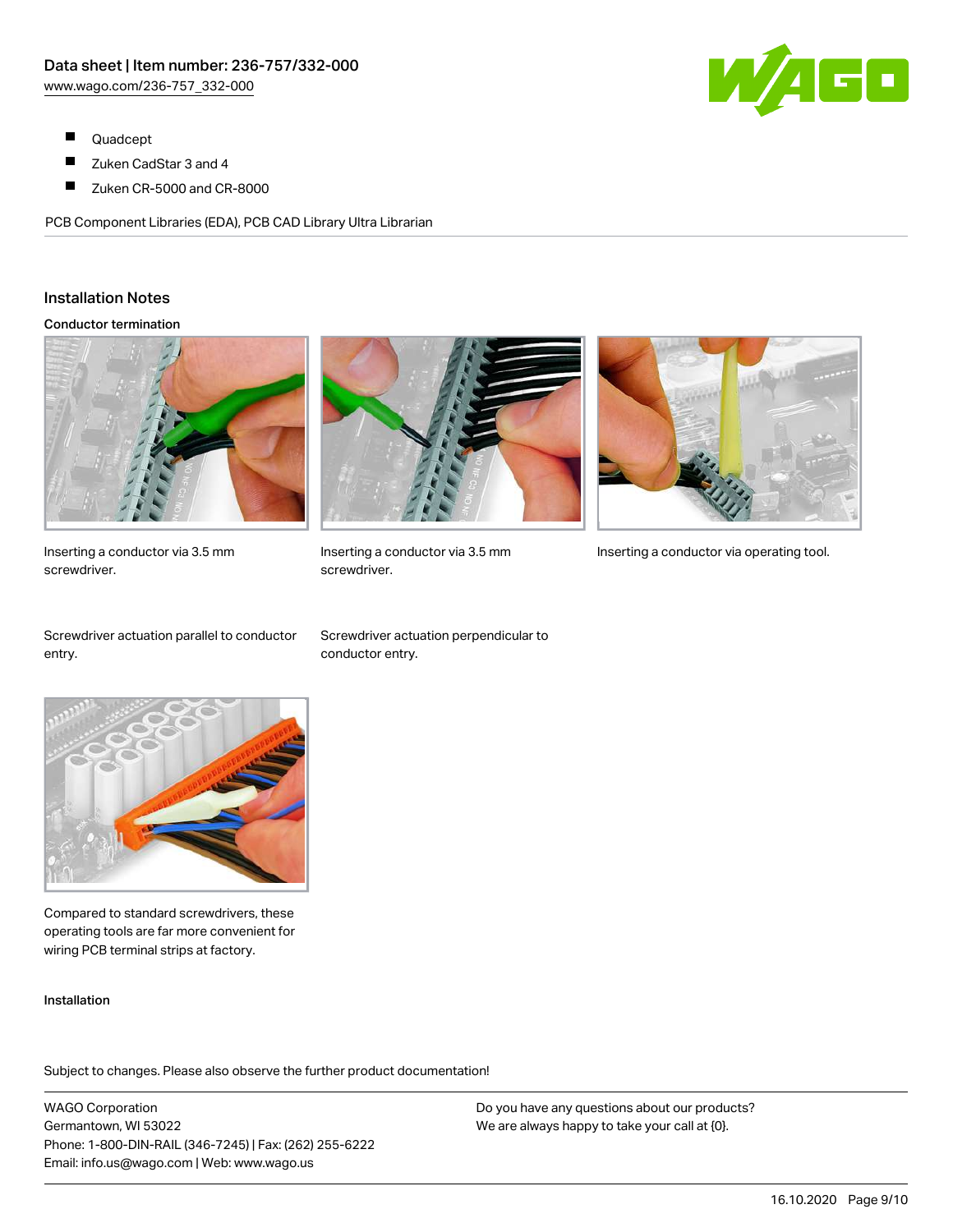- Quadcept
- Zuken CadStar 3 and 4
- Zuken CR-5000 and CR-8000

PCB Component Libraries (EDA), PCB CAD Library Ultra Librarian

## Installation Notes

### Conductor termination

Inserting a conductor via 3.5 mm screwdriver.

Inserting a conductor via 3.5 mm screwdriver.

Inserting a conductor via operating tool.

Screwdriver actuation parallel to conductor entry.

Screwdriver actuation perpendicular to conductor entry.

Compared to standard screwdrivers, these operating tools are far more convenient for wiring PCB terminal strips at factory.

### Installation

Subject to changes. Please also observe the further product documentation!

WAGO Corporation
Germantown, WI 53022
Phone: 1-800-DIN-RAIL (346-7245) | Fax: (262) 255-6222
Email: info.us@wago.com | Web: www.wago.us

Do you have any questions about our products?
We are always happy to take your call at {0}.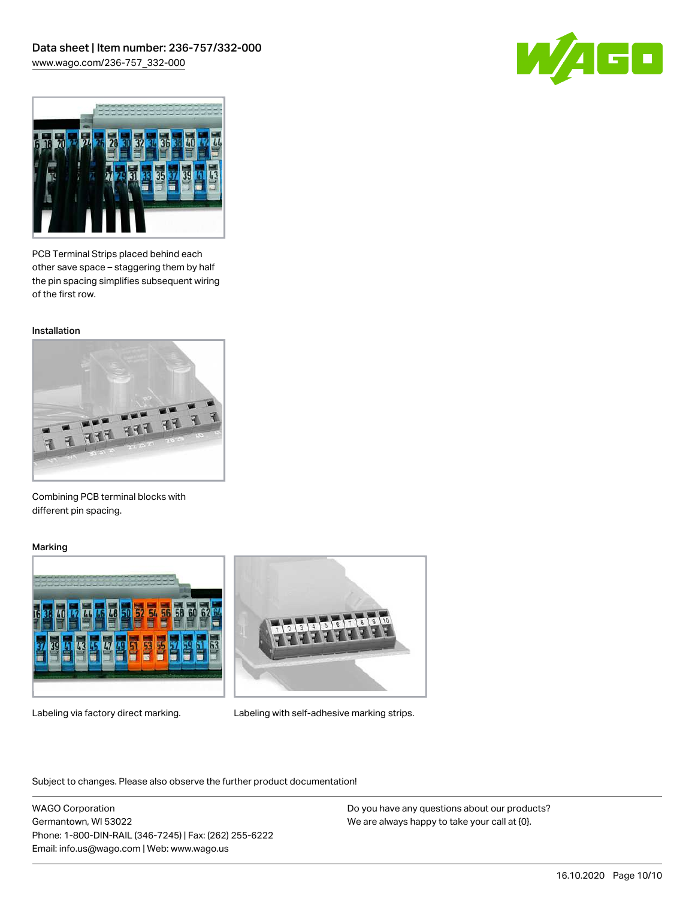PCB Terminal Strips placed behind each other save space – staggering them by half the pin spacing simplifies subsequent wiring of the first row.

## Installation

Combining PCB terminal blocks with different pin spacing.

## Marking

Labeling via factory direct marking.

Labeling with self-adhesive marking strips.

Subject to changes. Please also observe the further product documentation!

WAGO Corporation
Germantown, WI 53022
Phone: 1-800-DIN-RAIL (346-7245) | Fax: (262) 255-6222
Email: info.us@wago.com | Web: www.wago.us

Do you have any questions about our products?
We are always happy to take your call at {0}.